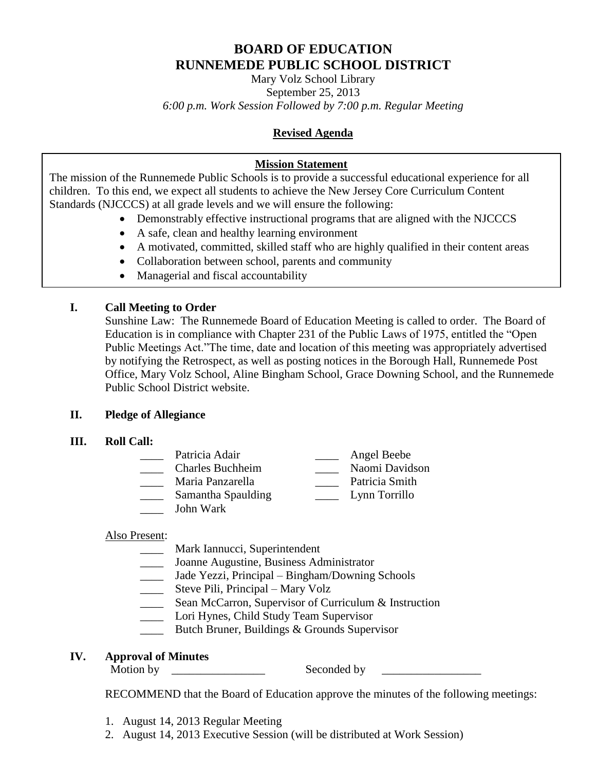# BOARD OF EDUCATION
# RUNNEMEDE PUBLIC SCHOOL DISTRICT

Mary Volz School Library
September 25, 2013
*6:00 p.m. Work Session Followed by 7:00 p.m. Regular Meeting*

## Revised Agenda

**Mission Statement**

The mission of the Runnemede Public Schools is to provide a successful educational experience for all children. To this end, we expect all students to achieve the New Jersey Core Curriculum Content Standards (NJCCCS) at all grade levels and we will ensure the following:

- Demonstrably effective instructional programs that are aligned with the NJCCCS
- A safe, clean and healthy learning environment
- A motivated, committed, skilled staff who are highly qualified in their content areas
- Collaboration between school, parents and community
- Managerial and fiscal accountability

## I. Call Meeting to Order

Sunshine Law: The Runnemede Board of Education Meeting is called to order. The Board of Education is in compliance with Chapter 231 of the Public Laws of 1975, entitled the "Open Public Meetings Act."The time, date and location of this meeting was appropriately advertised by notifying the Retrospect, as well as posting notices in the Borough Hall, Runnemede Post Office, Mary Volz School, Aline Bingham School, Grace Downing School, and the Runnemede Public School District website.

## II. Pledge of Allegiance

## III. Roll Call:

____ Patricia Adair
____ Angel Beebe
____ Charles Buchheim
____ Naomi Davidson
____ Maria Panzarella
____ Patricia Smith
____ Samantha Spaulding
____ Lynn Torrillo
____ John Wark

Also Present:

____ Mark Iannucci, Superintendent
____ Joanne Augustine, Business Administrator
____ Jade Yezzi, Principal – Bingham/Downing Schools
____ Steve Pili, Principal – Mary Volz
____ Sean McCarron, Supervisor of Curriculum & Instruction
____ Lori Hynes, Child Study Team Supervisor
____ Butch Bruner, Buildings & Grounds Supervisor

## IV. Approval of Minutes

Motion by ________________ Seconded by _________________

RECOMMEND that the Board of Education approve the minutes of the following meetings:

1. August 14, 2013 Regular Meeting
2. August 14, 2013 Executive Session (will be distributed at Work Session)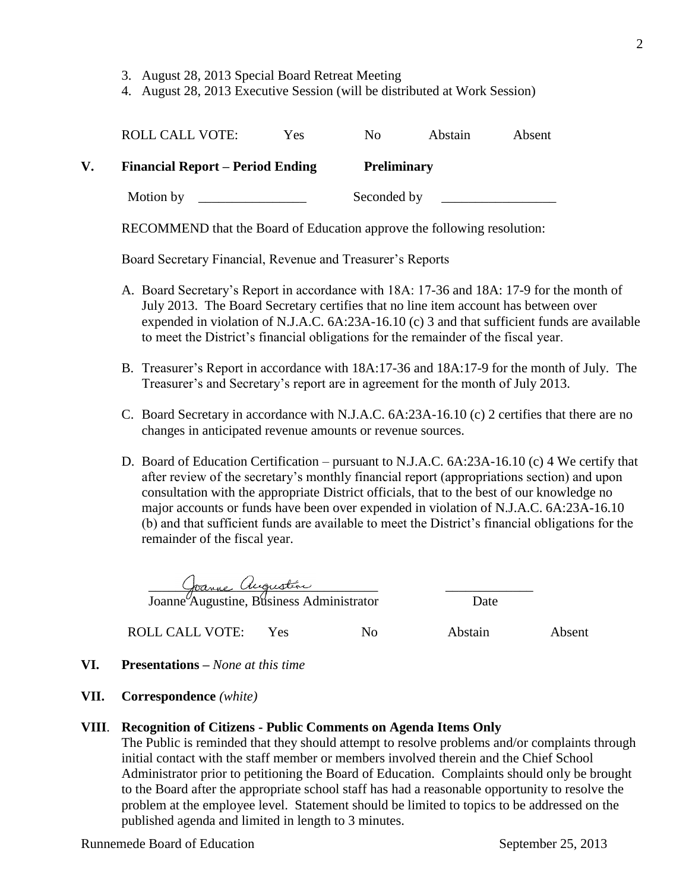3. August 28, 2013 Special Board Retreat Meeting
4. August 28, 2013 Executive Session (will be distributed at Work Session)

ROLL CALL VOTE: Yes No Abstain Absent

## V. Financial Report – Period Ending **Preliminary**

Motion by ________________ Seconded by _________________

RECOMMEND that the Board of Education approve the following resolution:

Board Secretary Financial, Revenue and Treasurer's Reports

A. Board Secretary's Report in accordance with 18A: 17-36 and 18A: 17-9 for the month of July 2013. The Board Secretary certifies that no line item account has between over expended in violation of N.J.A.C. 6A:23A-16.10 (c) 3 and that sufficient funds are available to meet the District's financial obligations for the remainder of the fiscal year.

B. Treasurer's Report in accordance with 18A:17-36 and 18A:17-9 for the month of July. The Treasurer's and Secretary's report are in agreement for the month of July 2013.

C. Board Secretary in accordance with N.J.A.C. 6A:23A-16.10 (c) 2 certifies that there are no changes in anticipated revenue amounts or revenue sources.

D. Board of Education Certification – pursuant to N.J.A.C. 6A:23A-16.10 (c) 4 We certify that after review of the secretary's monthly financial report (appropriations section) and upon consultation with the appropriate District officials, that to the best of our knowledge no major accounts or funds have been over expended in violation of N.J.A.C. 6A:23A-16.10 (b) and that sufficient funds are available to meet the District's financial obligations for the remainder of the fiscal year.

Joanne Augustine
Joanne Augustine, Business Administrator _____________ Date

ROLL CALL VOTE: Yes No Abstain Absent

## VI. Presentations – *None at this time*

## VII. Correspondence *(white)*

## VIII. Recognition of Citizens - Public Comments on Agenda Items Only

The Public is reminded that they should attempt to resolve problems and/or complaints through initial contact with the staff member or members involved therein and the Chief School Administrator prior to petitioning the Board of Education. Complaints should only be brought to the Board after the appropriate school staff has had a reasonable opportunity to resolve the problem at the employee level. Statement should be limited to topics to be addressed on the published agenda and limited in length to 3 minutes.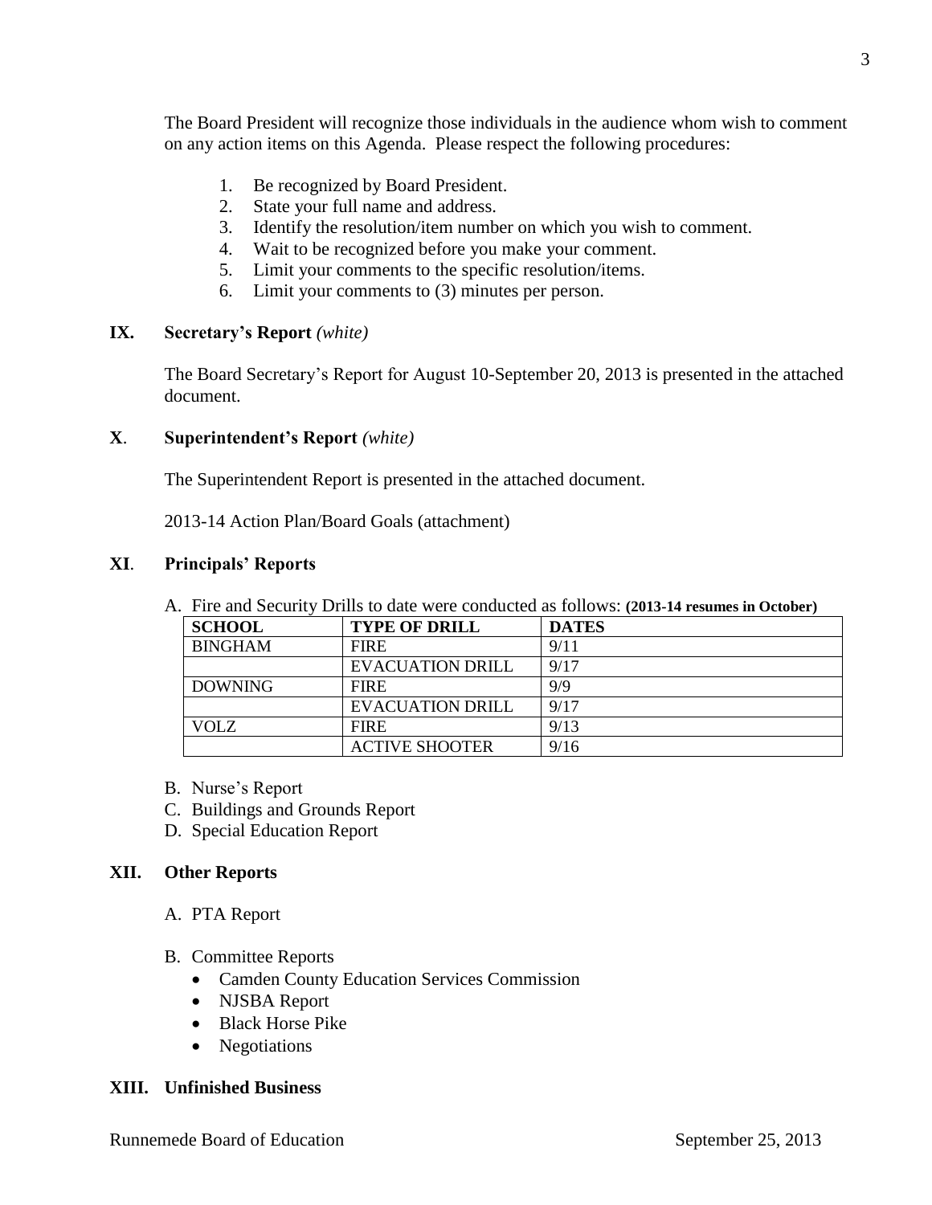The Board President will recognize those individuals in the audience whom wish to comment on any action items on this Agenda. Please respect the following procedures:

1. Be recognized by Board President.
2. State your full name and address.
3. Identify the resolution/item number on which you wish to comment.
4. Wait to be recognized before you make your comment.
5. Limit your comments to the specific resolution/items.
6. Limit your comments to (3) minutes per person.

## IX. Secretary's Report *(white)*

The Board Secretary's Report for August 10-September 20, 2013 is presented in the attached document.

## X. Superintendent's Report *(white)*

The Superintendent Report is presented in the attached document.

2013-14 Action Plan/Board Goals (attachment)

## XI. Principals' Reports

A. Fire and Security Drills to date were conducted as follows: **(2013-14 resumes in October)**

| SCHOOL | TYPE OF DRILL | DATES |
|---|---|---|
| BINGHAM | FIRE | 9/11 |
| | EVACUATION DRILL | 9/17 |
| DOWNING | FIRE | 9/9 |
| | EVACUATION DRILL | 9/17 |
| VOLZ | FIRE | 9/13 |
| | ACTIVE SHOOTER | 9/16 |

B. Nurse's Report
C. Buildings and Grounds Report
D. Special Education Report

## XII. Other Reports

A. PTA Report

B. Committee Reports
- Camden County Education Services Commission
- NJSBA Report
- Black Horse Pike
- Negotiations

## XIII. Unfinished Business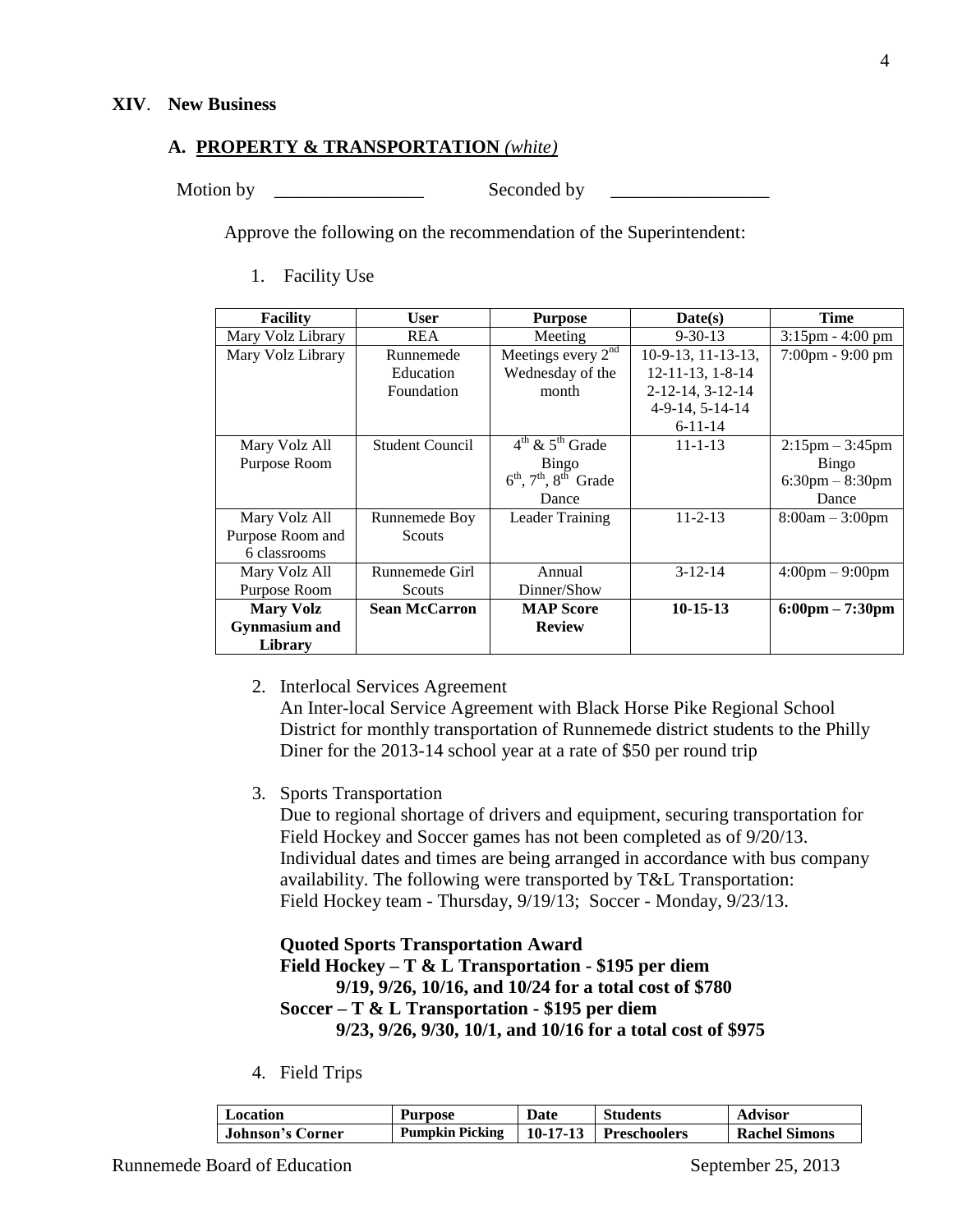## XIV. New Business

### A. PROPERTY & TRANSPORTATION *(white)*

Motion by \_\_\_\_\_\_\_\_\_\_\_\_\_\_\_\_ Seconded by \_\_\_\_\_\_\_\_\_\_\_\_\_\_\_\_\_

Approve the following on the recommendation of the Superintendent:

1. Facility Use

| Facility | User | Purpose | Date(s) | Time |
|---|---|---|---|---|
| Mary Volz Library | REA | Meeting | 9-30-13 | 3:15pm - 4:00 pm |
| Mary Volz Library | Runnemede Education Foundation | Meetings every 2nd Wednesday of the month | 10-9-13, 11-13-13, 12-11-13, 1-8-14 2-12-14, 3-12-14 4-9-14, 5-14-14 6-11-14 | 7:00pm - 9:00 pm |
| Mary Volz All Purpose Room | Student Council | 4th & 5th Grade Bingo 6th, 7th, 8th Grade Dance | 11-1-13 | 2:15pm – 3:45pm Bingo 6:30pm – 8:30pm Dance |
| Mary Volz All Purpose Room and 6 classrooms | Runnemede Boy Scouts | Leader Training | 11-2-13 | 8:00am – 3:00pm |
| Mary Volz All Purpose Room | Runnemede Girl Scouts | Annual Dinner/Show | 3-12-14 | 4:00pm – 9:00pm |
| **Mary Volz Gymnasium and Library** | **Sean McCarron** | **MAP Score Review** | **10-15-13** | **6:00pm – 7:30pm** |

2. Interlocal Services Agreement
   An Inter-local Service Agreement with Black Horse Pike Regional School District for monthly transportation of Runnemede district students to the Philly Diner for the 2013-14 school year at a rate of $50 per round trip

3. Sports Transportation
   Due to regional shortage of drivers and equipment, securing transportation for Field Hockey and Soccer games has not been completed as of 9/20/13. Individual dates and times are being arranged in accordance with bus company availability. The following were transported by T&L Transportation:
   Field Hockey team - Thursday, 9/19/13; Soccer - Monday, 9/23/13.

   **Quoted Sports Transportation Award**
   **Field Hockey – T & L Transportation - $195 per diem**
   **9/19, 9/26, 10/16, and 10/24 for a total cost of $780**
   **Soccer – T & L Transportation - $195 per diem**
   **9/23, 9/26, 9/30, 10/1, and 10/16 for a total cost of $975**

4. Field Trips

| Location | Purpose | Date | Students | Advisor |
|---|---|---|---|---|
| **Johnson's Corner** | **Pumpkin Picking** | **10-17-13** | **Preschoolers** | **Rachel Simons** |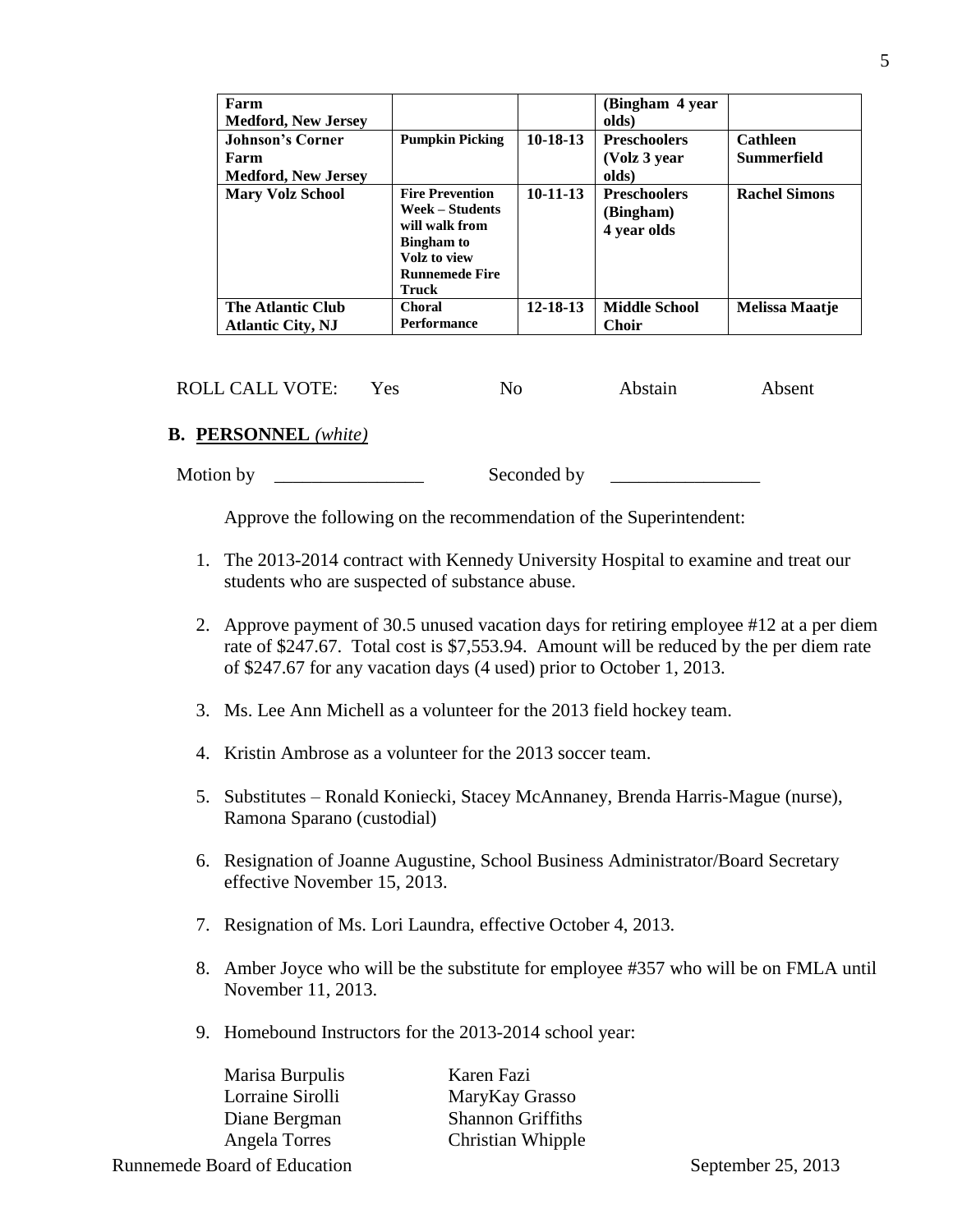| Farm<br>Medford, New Jersey | | | (Bingham 4 year olds) | |
|---|---|---|---|---|
| **Johnson's Corner Farm Medford, New Jersey** | **Pumpkin Picking** | **10-18-13** | **Preschoolers (Volz 3 year olds)** | **Cathleen Summerfield** |
| **Mary Volz School** | **Fire Prevention Week – Students will walk from Bingham to Volz to view Runnemede Fire Truck** | **10-11-13** | **Preschoolers (Bingham) 4 year olds** | **Rachel Simons** |
| **The Atlantic Club Atlantic City, NJ** | **Choral Performance** | **12-18-13** | **Middle School Choir** | **Melissa Maatje** |

ROLL CALL VOTE: Yes No Abstain Absent

## B. PERSONNEL *(white)*

Motion by ________________ Seconded by ________________

Approve the following on the recommendation of the Superintendent:

1. The 2013-2014 contract with Kennedy University Hospital to examine and treat our students who are suspected of substance abuse.
2. Approve payment of 30.5 unused vacation days for retiring employee #12 at a per diem rate of $247.67. Total cost is $7,553.94. Amount will be reduced by the per diem rate of $247.67 for any vacation days (4 used) prior to October 1, 2013.
3. Ms. Lee Ann Michell as a volunteer for the 2013 field hockey team.
4. Kristin Ambrose as a volunteer for the 2013 soccer team.
5. Substitutes – Ronald Koniecki, Stacey McAnnaney, Brenda Harris-Mague (nurse), Ramona Sparano (custodial)
6. Resignation of Joanne Augustine, School Business Administrator/Board Secretary effective November 15, 2013.
7. Resignation of Ms. Lori Laundra, effective October 4, 2013.
8. Amber Joyce who will be the substitute for employee #357 who will be on FMLA until November 11, 2013.
9. Homebound Instructors for the 2013-2014 school year:

| | |
|---|---|
| Marisa Burpulis | Karen Fazi |
| Lorraine Sirolli | MaryKay Grasso |
| Diane Bergman | Shannon Griffiths |
| Angela Torres | Christian Whipple |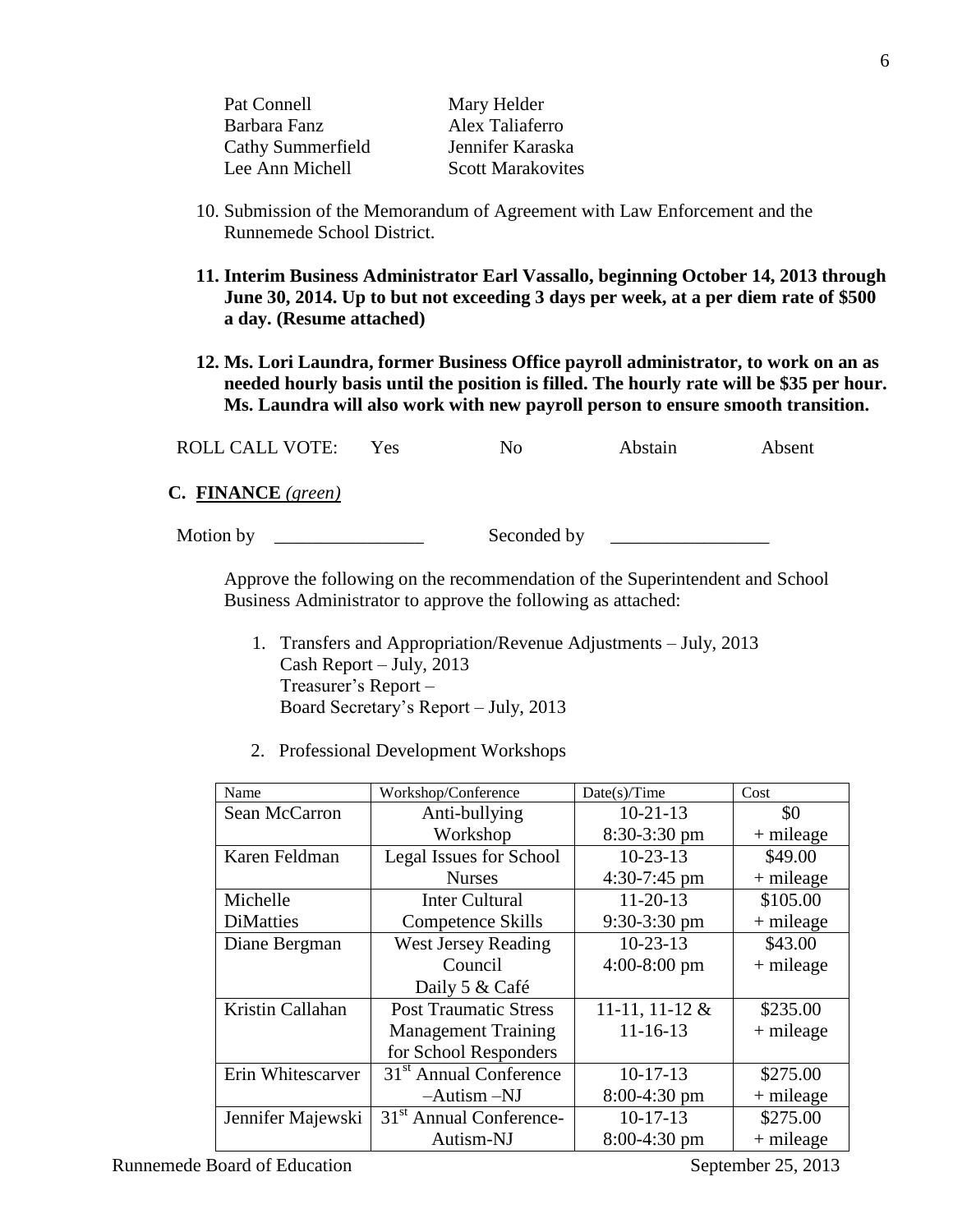| | |
|---|---|
| Pat Connell | Mary Helder |
| Barbara Fanz | Alex Taliaferro |
| Cathy Summerfield | Jennifer Karaska |
| Lee Ann Michell | Scott Marakovites |

10. Submission of the Memorandum of Agreement with Law Enforcement and the Runnemede School District.

11. **Interim Business Administrator Earl Vassallo, beginning October 14, 2013 through June 30, 2014. Up to but not exceeding 3 days per week, at a per diem rate of $500 a day. (Resume attached)**

12. **Ms. Lori Laundra, former Business Office payroll administrator, to work on an as needed hourly basis until the position is filled. The hourly rate will be $35 per hour. Ms. Laundra will also work with new payroll person to ensure smooth transition.**

ROLL CALL VOTE: Yes No Abstain Absent

**C. FINANCE** *(green)*

Motion by \_\_\_\_\_\_\_\_\_\_\_\_\_\_\_\_ Seconded by \_\_\_\_\_\_\_\_\_\_\_\_\_\_\_\_\_

Approve the following on the recommendation of the Superintendent and School Business Administrator to approve the following as attached:

1. Transfers and Appropriation/Revenue Adjustments – July, 2013
   Cash Report – July, 2013
   Treasurer's Report –
   Board Secretary's Report – July, 2013

2. Professional Development Workshops

| Name | Workshop/Conference | Date(s)/Time | Cost |
|---|---|---|---|
| Sean McCarron | Anti-bullying Workshop | 10-21-13 8:30-3:30 pm | $0 + mileage |
| Karen Feldman | Legal Issues for School Nurses | 10-23-13 4:30-7:45 pm | $49.00 + mileage |
| Michelle DiMatties | Inter Cultural Competence Skills | 11-20-13 9:30-3:30 pm | $105.00 + mileage |
| Diane Bergman | West Jersey Reading Council Daily 5 & Café | 10-23-13 4:00-8:00 pm | $43.00 + mileage |
| Kristin Callahan | Post Traumatic Stress Management Training for School Responders | 11-11, 11-12 & 11-16-13 | $235.00 + mileage |
| Erin Whitescarver | 31st Annual Conference –Autism –NJ | 10-17-13 8:00-4:30 pm | $275.00 + mileage |
| Jennifer Majewski | 31st Annual Conference-Autism-NJ | 10-17-13 8:00-4:30 pm | $275.00 + mileage |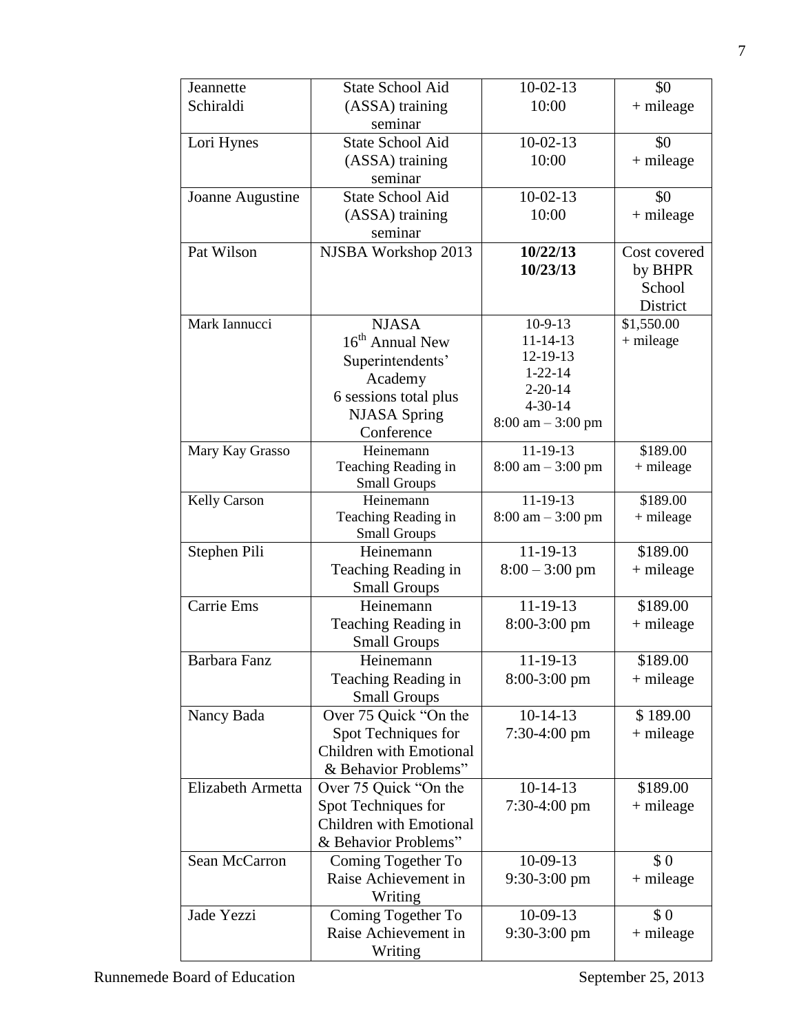| | | | |
|---|---|---|---|
| Jeannette Schiraldi | State School Aid (ASSA) training seminar | 10-02-13 10:00 | $0 + mileage |
| Lori Hynes | State School Aid (ASSA) training seminar | 10-02-13 10:00 | $0 + mileage |
| Joanne Augustine | State School Aid (ASSA) training seminar | 10-02-13 10:00 | $0 + mileage |
| Pat Wilson | NJSBA Workshop 2013 | **10/22/13 10/23/13** | Cost covered by BHPR School District |
| Mark Iannucci | NJASA 16th Annual New Superintendents' Academy 6 sessions total plus NJASA Spring Conference | 10-9-13 11-14-13 12-19-13 1-22-14 2-20-14 4-30-14 8:00 am – 3:00 pm | $1,550.00 + mileage |
| Mary Kay Grasso | Heinemann Teaching Reading in Small Groups | 11-19-13 8:00 am – 3:00 pm | $189.00 + mileage |
| Kelly Carson | Heinemann Teaching Reading in Small Groups | 11-19-13 8:00 am – 3:00 pm | $189.00 + mileage |
| Stephen Pili | Heinemann Teaching Reading in Small Groups | 11-19-13 8:00 – 3:00 pm | $189.00 + mileage |
| Carrie Ems | Heinemann Teaching Reading in Small Groups | 11-19-13 8:00-3:00 pm | $189.00 + mileage |
| Barbara Fanz | Heinemann Teaching Reading in Small Groups | 11-19-13 8:00-3:00 pm | $189.00 + mileage |
| Nancy Bada | Over 75 Quick "On the Spot Techniques for Children with Emotional & Behavior Problems" | 10-14-13 7:30-4:00 pm | $ 189.00 + mileage |
| Elizabeth Armetta | Over 75 Quick "On the Spot Techniques for Children with Emotional & Behavior Problems" | 10-14-13 7:30-4:00 pm | $189.00 + mileage |
| Sean McCarron | Coming Together To Raise Achievement in Writing | 10-09-13 9:30-3:00 pm | $ 0 + mileage |
| Jade Yezzi | Coming Together To Raise Achievement in Writing | 10-09-13 9:30-3:00 pm | $ 0 + mileage |

Runnemede Board of Education September 25, 2013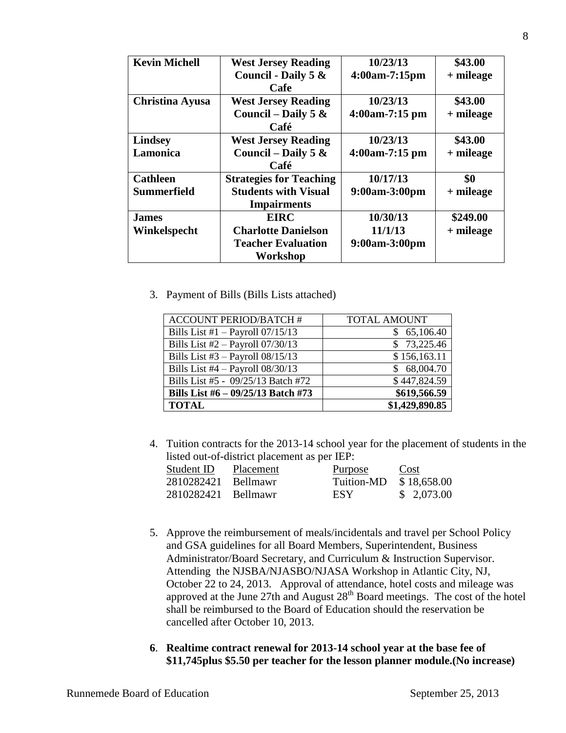| **Kevin Michell** | **West Jersey Reading Council - Daily 5 & Cafe** | **10/23/13 4:00am-7:15pm** | **$43.00 + mileage** |
|---|---|---|---|
| **Christina Ayusa** | **West Jersey Reading Council – Daily 5 & Café** | **10/23/13 4:00am-7:15 pm** | **$43.00 + mileage** |
| **Lindsey Lamonica** | **West Jersey Reading Council – Daily 5 & Café** | **10/23/13 4:00am-7:15 pm** | **$43.00 + mileage** |
| **Cathleen Summerfield** | **Strategies for Teaching Students with Visual Impairments** | **10/17/13 9:00am-3:00pm** | **$0 + mileage** |
| **James Winkelspecht** | **EIRC Charlotte Danielson Teacher Evaluation Workshop** | **10/30/13 11/1/13 9:00am-3:00pm** | **$249.00 + mileage** |

3. Payment of Bills (Bills Lists attached)

| ACCOUNT PERIOD/BATCH # | TOTAL AMOUNT |
|---|---|
| Bills List #1 – Payroll 07/15/13 | $ 65,106.40 |
| Bills List #2 – Payroll 07/30/13 | $ 73,225.46 |
| Bills List #3 – Payroll 08/15/13 | $ 156,163.11 |
| Bills List #4 – Payroll 08/30/13 | $ 68,004.70 |
| Bills List #5 - 09/25/13 Batch #72 | $ 447,824.59 |
| **Bills List #6 – 09/25/13 Batch #73** | **$619,566.59** |
| **TOTAL** | **$1,429,890.85** |

4. Tuition contracts for the 2013-14 school year for the placement of students in the listed out-of-district placement as per IEP:

| Student ID | Placement | Purpose | Cost |
|---|---|---|---|
| 2810282421 | Bellmawr | Tuition-MD | $ 18,658.00 |
| 2810282421 | Bellmawr | ESY | $ 2,073.00 |

5. Approve the reimbursement of meals/incidentals and travel per School Policy and GSA guidelines for all Board Members, Superintendent, Business Administrator/Board Secretary, and Curriculum & Instruction Supervisor. Attending the NJSBA/NJASBO/NJASA Workshop in Atlantic City, NJ, October 22 to 24, 2013. Approval of attendance, hotel costs and mileage was approved at the June 27th and August 28th Board meetings. The cost of the hotel shall be reimbursed to the Board of Education should the reservation be cancelled after October 10, 2013.

**6. Realtime contract renewal for 2013-14 school year at the base fee of $11,745plus $5.50 per teacher for the lesson planner module.(No increase)**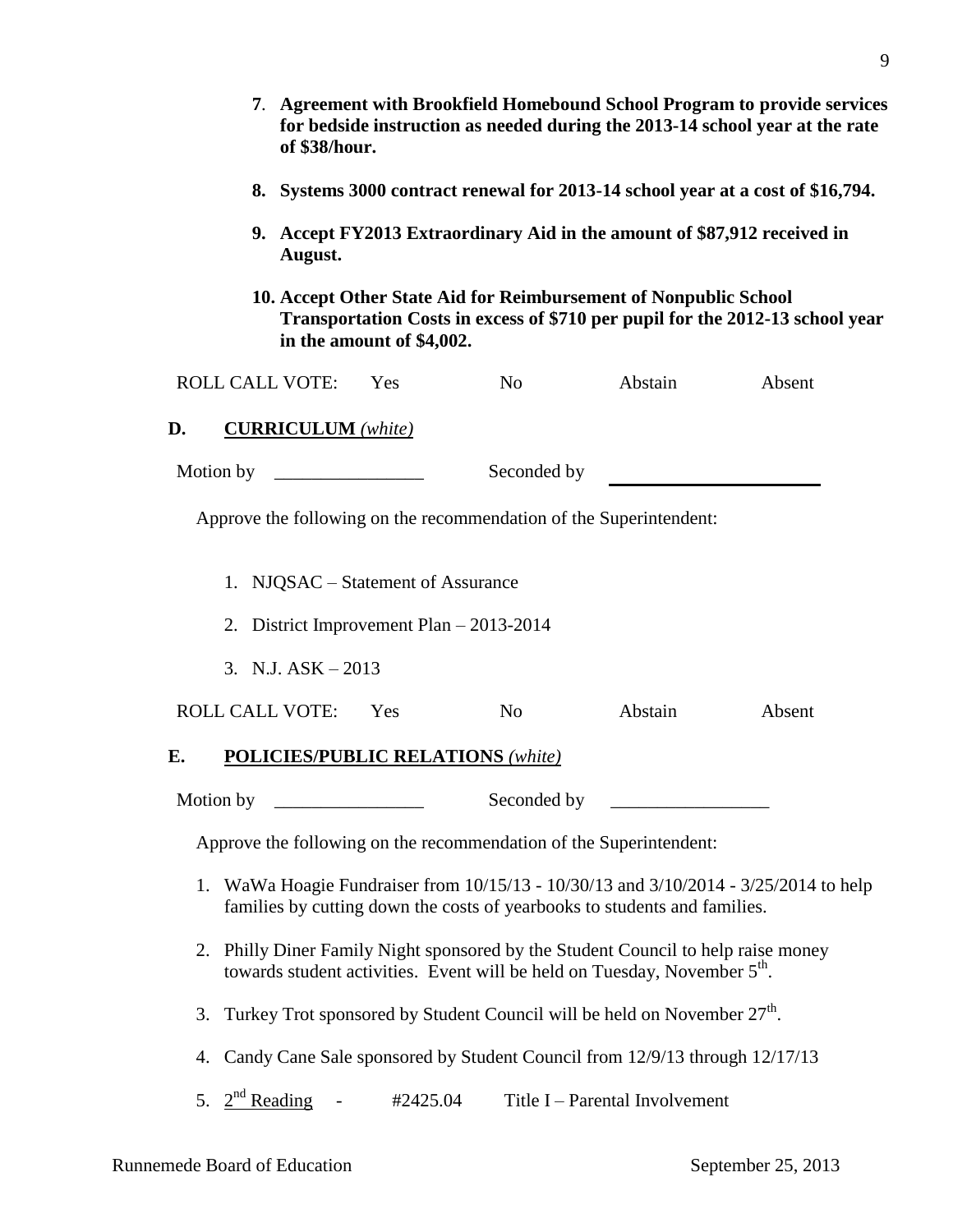7. **Agreement with Brookfield Homebound School Program to provide services for bedside instruction as needed during the 2013-14 school year at the rate of $38/hour.**

8. **Systems 3000 contract renewal for 2013-14 school year at a cost of $16,794.**

9. **Accept FY2013 Extraordinary Aid in the amount of $87,912 received in August.**

10. **Accept Other State Aid for Reimbursement of Nonpublic School Transportation Costs in excess of $710 per pupil for the 2012-13 school year in the amount of $4,002.**

ROLL CALL VOTE: Yes No Abstain Absent

## D. CURRICULUM *(white)*

Motion by ________________ Seconded by ________________________

Approve the following on the recommendation of the Superintendent:

1. NJQSAC – Statement of Assurance
2. District Improvement Plan – 2013-2014
3. N.J. ASK – 2013

ROLL CALL VOTE: Yes No Abstain Absent

## E. POLICIES/PUBLIC RELATIONS *(white)*

Motion by ________________ Seconded by _________________

Approve the following on the recommendation of the Superintendent:

1. WaWa Hoagie Fundraiser from 10/15/13 - 10/30/13 and 3/10/2014 - 3/25/2014 to help families by cutting down the costs of yearbooks to students and families.
2. Philly Diner Family Night sponsored by the Student Council to help raise money towards student activities. Event will be held on Tuesday, November 5th.
3. Turkey Trot sponsored by Student Council will be held on November 27th.
4. Candy Cane Sale sponsored by Student Council from 12/9/13 through 12/17/13
5. 2nd Reading - #2425.04 Title I – Parental Involvement

Runnemede Board of Education September 25, 2013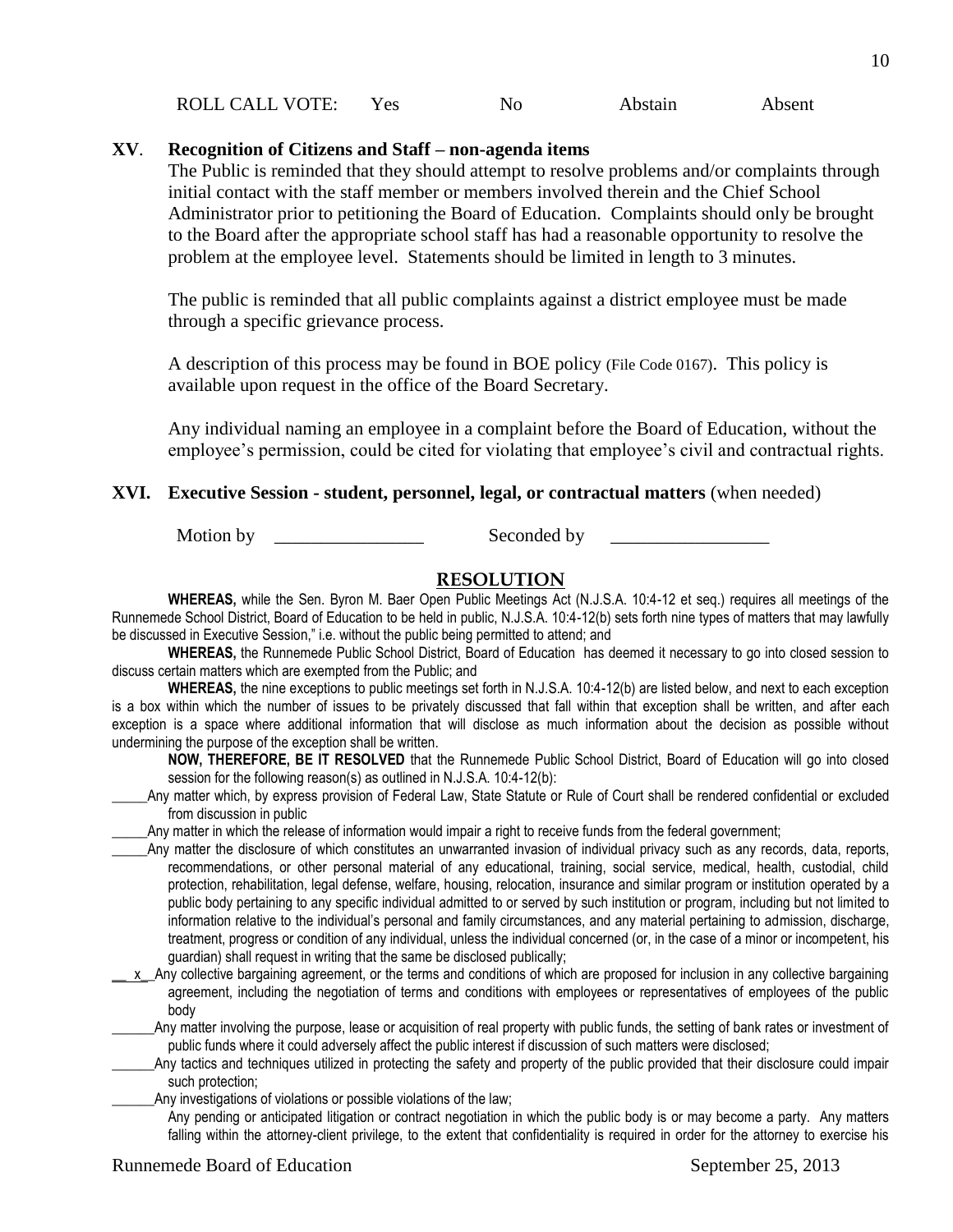ROLL CALL VOTE: Yes No Abstain Absent

**XV. Recognition of Citizens and Staff – non-agenda items**

The Public is reminded that they should attempt to resolve problems and/or complaints through initial contact with the staff member or members involved therein and the Chief School Administrator prior to petitioning the Board of Education. Complaints should only be brought to the Board after the appropriate school staff has had a reasonable opportunity to resolve the problem at the employee level. Statements should be limited in length to 3 minutes.

The public is reminded that all public complaints against a district employee must be made through a specific grievance process.

A description of this process may be found in BOE policy (File Code 0167). This policy is available upon request in the office of the Board Secretary.

Any individual naming an employee in a complaint before the Board of Education, without the employee's permission, could be cited for violating that employee's civil and contractual rights.

**XVI. Executive Session - student, personnel, legal, or contractual matters** (when needed)

Motion by ________________ Seconded by _________________

## RESOLUTION

**WHEREAS,** while the Sen. Byron M. Baer Open Public Meetings Act (N.J.S.A. 10:4-12 et seq.) requires all meetings of the Runnemede School District, Board of Education to be held in public, N.J.S.A. 10:4-12(b) sets forth nine types of matters that may lawfully be discussed in Executive Session," i.e. without the public being permitted to attend; and

**WHEREAS,** the Runnemede Public School District, Board of Education has deemed it necessary to go into closed session to discuss certain matters which are exempted from the Public; and

**WHEREAS,** the nine exceptions to public meetings set forth in N.J.S.A. 10:4-12(b) are listed below, and next to each exception is a box within which the number of issues to be privately discussed that fall within that exception shall be written, and after each exception is a space where additional information that will disclose as much information about the decision as possible without undermining the purpose of the exception shall be written.

**NOW, THEREFORE, BE IT RESOLVED** that the Runnemede Public School District, Board of Education will go into closed session for the following reason(s) as outlined in N.J.S.A. 10:4-12(b):

_____Any matter which, by express provision of Federal Law, State Statute or Rule of Court shall be rendered confidential or excluded from discussion in public

_____Any matter in which the release of information would impair a right to receive funds from the federal government;

_____Any matter the disclosure of which constitutes an unwarranted invasion of individual privacy such as any records, data, reports, recommendations, or other personal material of any educational, training, social service, medical, health, custodial, child protection, rehabilitation, legal defense, welfare, housing, relocation, insurance and similar program or institution operated by a public body pertaining to any specific individual admitted to or served by such institution or program, including but not limited to information relative to the individual's personal and family circumstances, and any material pertaining to admission, discharge, treatment, progress or condition of any individual, unless the individual concerned (or, in the case of a minor or incompetent, his guardian) shall request in writing that the same be disclosed publically;

__x__Any collective bargaining agreement, or the terms and conditions of which are proposed for inclusion in any collective bargaining agreement, including the negotiation of terms and conditions with employees or representatives of employees of the public body

______Any matter involving the purpose, lease or acquisition of real property with public funds, the setting of bank rates or investment of public funds where it could adversely affect the public interest if discussion of such matters were disclosed;

______Any tactics and techniques utilized in protecting the safety and property of the public provided that their disclosure could impair such protection;

______Any investigations of violations or possible violations of the law;

Any pending or anticipated litigation or contract negotiation in which the public body is or may become a party. Any matters falling within the attorney-client privilege, to the extent that confidentiality is required in order for the attorney to exercise his

Runnemede Board of Education September 25, 2013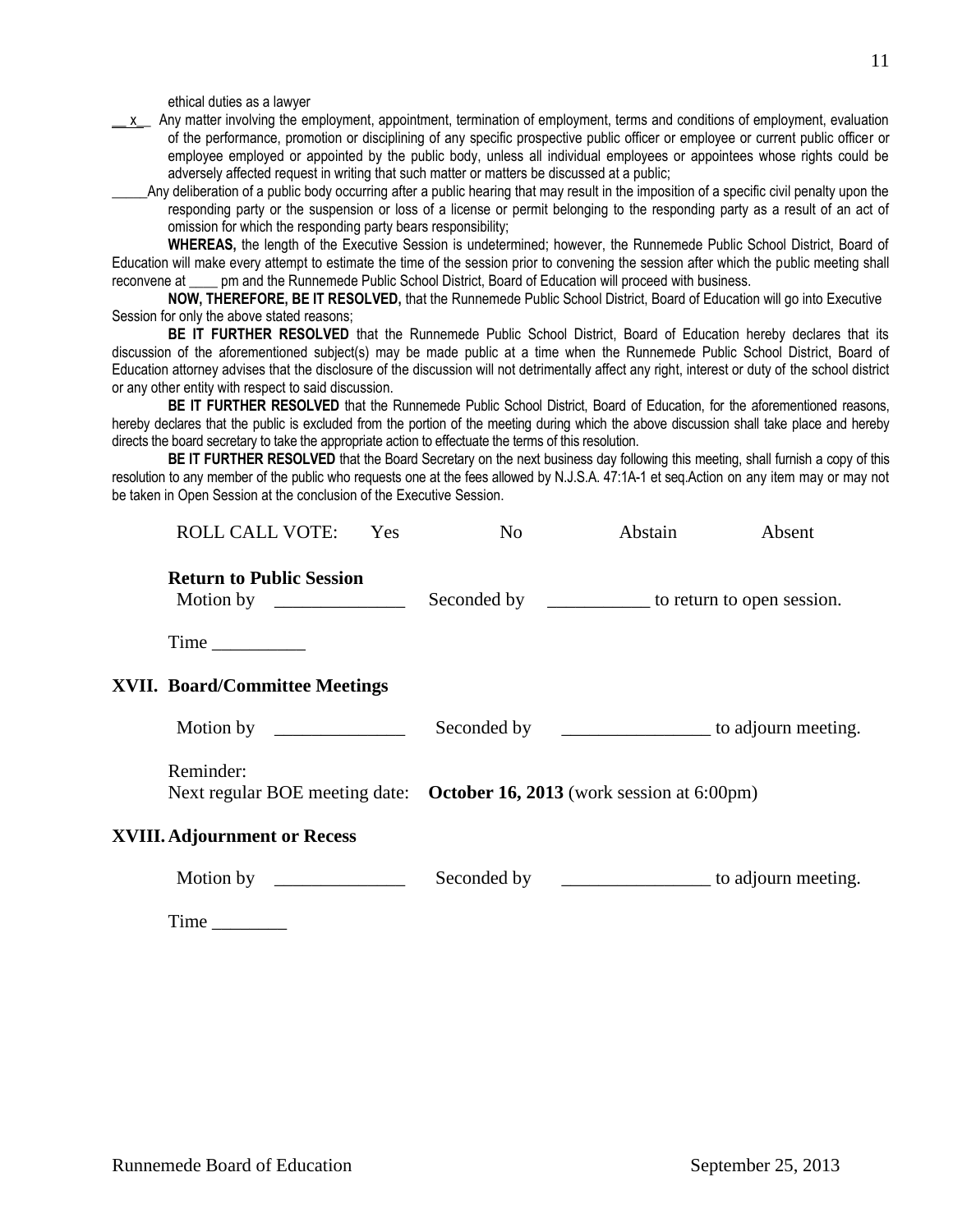ethical duties as a lawyer

__x__ Any matter involving the employment, appointment, termination of employment, terms and conditions of employment, evaluation of the performance, promotion or disciplining of any specific prospective public officer or employee or current public officer or employee employed or appointed by the public body, unless all individual employees or appointees whose rights could be adversely affected request in writing that such matter or matters be discussed at a public;

_____Any deliberation of a public body occurring after a public hearing that may result in the imposition of a specific civil penalty upon the responding party or the suspension or loss of a license or permit belonging to the responding party as a result of an act of omission for which the responding party bears responsibility;

**WHEREAS,** the length of the Executive Session is undetermined; however, the Runnemede Public School District, Board of Education will make every attempt to estimate the time of the session prior to convening the session after which the public meeting shall reconvene at ____ pm and the Runnemede Public School District, Board of Education will proceed with business.

**NOW, THEREFORE, BE IT RESOLVED,** that the Runnemede Public School District, Board of Education will go into Executive Session for only the above stated reasons;

**BE IT FURTHER RESOLVED** that the Runnemede Public School District, Board of Education hereby declares that its discussion of the aforementioned subject(s) may be made public at a time when the Runnemede Public School District, Board of Education attorney advises that the disclosure of the discussion will not detrimentally affect any right, interest or duty of the school district or any other entity with respect to said discussion.

**BE IT FURTHER RESOLVED** that the Runnemede Public School District, Board of Education, for the aforementioned reasons, hereby declares that the public is excluded from the portion of the meeting during which the above discussion shall take place and hereby directs the board secretary to take the appropriate action to effectuate the terms of this resolution.

**BE IT FURTHER RESOLVED** that the Board Secretary on the next business day following this meeting, shall furnish a copy of this resolution to any member of the public who requests one at the fees allowed by N.J.S.A. 47:1A-1 et seq.Action on any item may or may not be taken in Open Session at the conclusion of the Executive Session.

ROLL CALL VOTE: Yes No Abstain Absent

**Return to Public Session**

Motion by ______________ Seconded by ___________ to return to open session.

Time __________

## XVII. Board/Committee Meetings

Motion by ______________ Seconded by ________________ to adjourn meeting.

Reminder:
Next regular BOE meeting date: **October 16, 2013** (work session at 6:00pm)

## XVIII. Adjournment or Recess

Motion by ______________ Seconded by ________________ to adjourn meeting.

Time ________